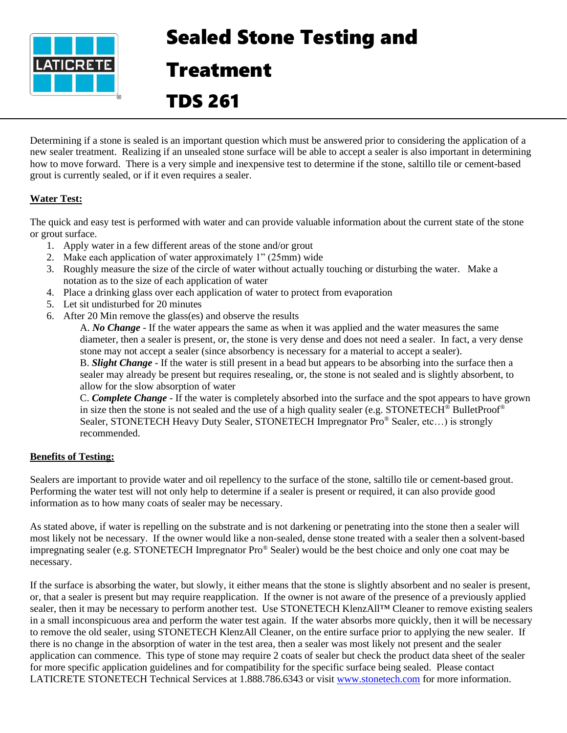# Sealed Stone Testing and Treatment

# TDS 261

Determining if a stone is sealed is an important question which must be answered prior to considering the application of a new sealer treatment. Realizing if an unsealed stone surface will be able to accept a sealer is also important in determining how to move forward. There is a very simple and inexpensive test to determine if the stone, saltillo tile or cement-based grout is currently sealed, or if it even requires a sealer.

## Water Test:

The quick and easy test is performed with water and can provide valuable information about the current state of the stone or grout surface.

1. Apply water in a few different areas of the stone and/or grout
2. Make each application of water approximately 1" (25mm) wide
3. Roughly measure the size of the circle of water without actually touching or disturbing the water. Make a notation as to the size of each application of water
4. Place a drinking glass over each application of water to protect from evaporation
5. Let sit undisturbed for 20 minutes
6. After 20 Min remove the glass(es) and observe the results

   A. ***No Change*** - If the water appears the same as when it was applied and the water measures the same diameter, then a sealer is present, or, the stone is very dense and does not need a sealer. In fact, a very dense stone may not accept a sealer (since absorbency is necessary for a material to accept a sealer).

   B. ***Slight Change*** - If the water is still present in a bead but appears to be absorbing into the surface then a sealer may already be present but requires resealing, or, the stone is not sealed and is slightly absorbent, to allow for the slow absorption of water

   C. ***Complete Change*** - If the water is completely absorbed into the surface and the spot appears to have grown in size then the stone is not sealed and the use of a high quality sealer (e.g. STONETECH® BulletProof® Sealer, STONETECH Heavy Duty Sealer, STONETECH Impregnator Pro® Sealer, etc…) is strongly recommended.

## Benefits of Testing:

Sealers are important to provide water and oil repellency to the surface of the stone, saltillo tile or cement-based grout. Performing the water test will not only help to determine if a sealer is present or required, it can also provide good information as to how many coats of sealer may be necessary.

As stated above, if water is repelling on the substrate and is not darkening or penetrating into the stone then a sealer will most likely not be necessary. If the owner would like a non-sealed, dense stone treated with a sealer then a solvent-based impregnating sealer (e.g. STONETECH Impregnator Pro® Sealer) would be the best choice and only one coat may be necessary.

If the surface is absorbing the water, but slowly, it either means that the stone is slightly absorbent and no sealer is present, or, that a sealer is present but may require reapplication. If the owner is not aware of the presence of a previously applied sealer, then it may be necessary to perform another test. Use STONETECH KlenzAll™ Cleaner to remove existing sealers in a small inconspicuous area and perform the water test again. If the water absorbs more quickly, then it will be necessary to remove the old sealer, using STONETECH KlenzAll Cleaner, on the entire surface prior to applying the new sealer. If there is no change in the absorption of water in the test area, then a sealer was most likely not present and the sealer application can commence. This type of stone may require 2 coats of sealer but check the product data sheet of the sealer for more specific application guidelines and for compatibility for the specific surface being sealed. Please contact LATICRETE STONETECH Technical Services at 1.888.786.6343 or visit www.stonetech.com for more information.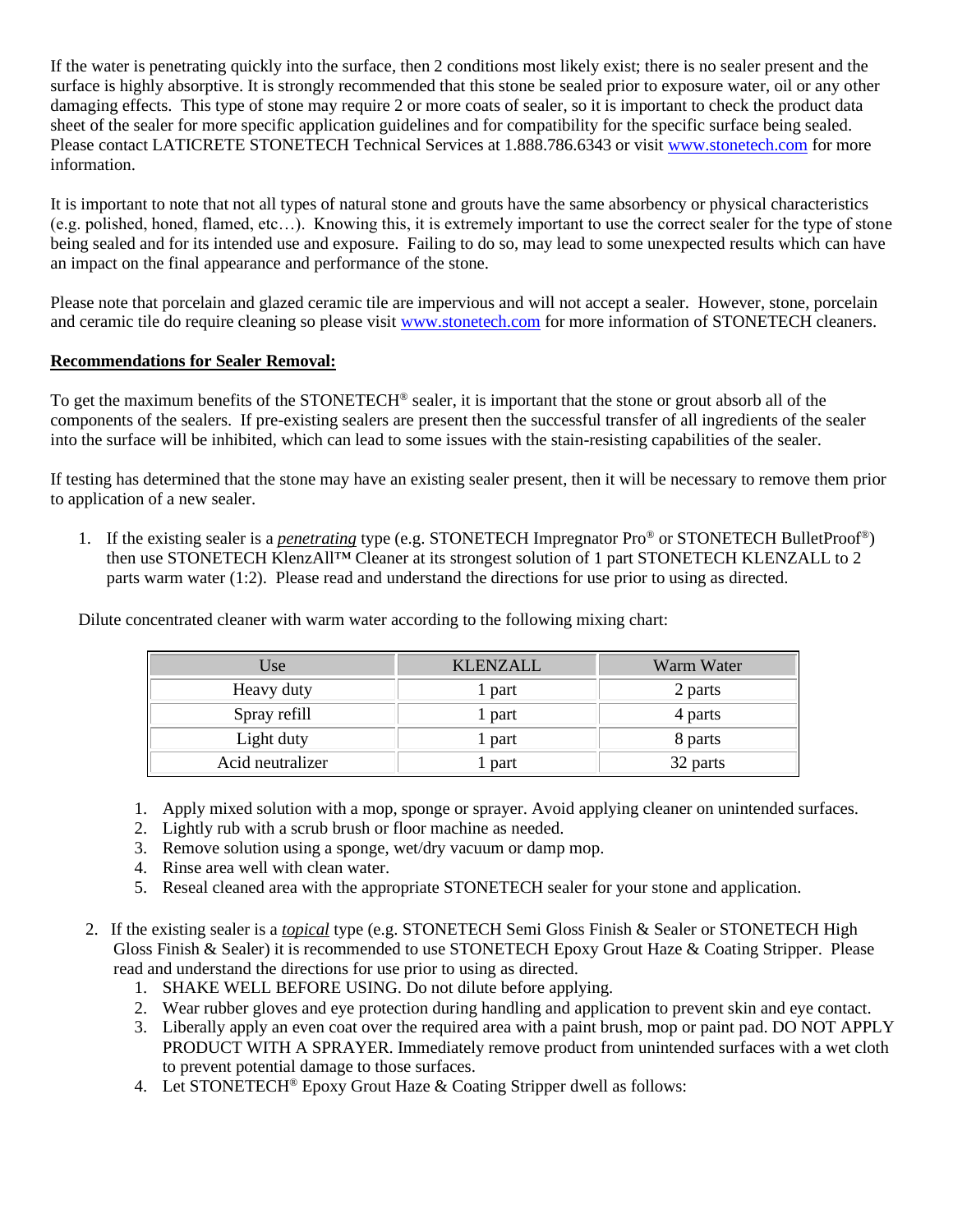If the water is penetrating quickly into the surface, then 2 conditions most likely exist; there is no sealer present and the surface is highly absorptive. It is strongly recommended that this stone be sealed prior to exposure water, oil or any other damaging effects. This type of stone may require 2 or more coats of sealer, so it is important to check the product data sheet of the sealer for more specific application guidelines and for compatibility for the specific surface being sealed. Please contact LATICRETE STONETECH Technical Services at 1.888.786.6343 or visit www.stonetech.com for more information.

It is important to note that not all types of natural stone and grouts have the same absorbency or physical characteristics (e.g. polished, honed, flamed, etc…). Knowing this, it is extremely important to use the correct sealer for the type of stone being sealed and for its intended use and exposure. Failing to do so, may lead to some unexpected results which can have an impact on the final appearance and performance of the stone.

Please note that porcelain and glazed ceramic tile are impervious and will not accept a sealer. However, stone, porcelain and ceramic tile do require cleaning so please visit www.stonetech.com for more information of STONETECH cleaners.

**Recommendations for Sealer Removal:**

To get the maximum benefits of the STONETECH® sealer, it is important that the stone or grout absorb all of the components of the sealers. If pre-existing sealers are present then the successful transfer of all ingredients of the sealer into the surface will be inhibited, which can lead to some issues with the stain-resisting capabilities of the sealer.

If testing has determined that the stone may have an existing sealer present, then it will be necessary to remove them prior to application of a new sealer.

1. If the existing sealer is a ***penetrating*** type (e.g. STONETECH Impregnator Pro® or STONETECH BulletProof®) then use STONETECH KlenzAll™ Cleaner at its strongest solution of 1 part STONETECH KLENZALL to 2 parts warm water (1:2). Please read and understand the directions for use prior to using as directed.

   Dilute concentrated cleaner with warm water according to the following mixing chart:

   | Use | KLENZALL | Warm Water |
   |---|---|---|
   | Heavy duty | 1 part | 2 parts |
   | Spray refill | 1 part | 4 parts |
   | Light duty | 1 part | 8 parts |
   | Acid neutralizer | 1 part | 32 parts |

   1. Apply mixed solution with a mop, sponge or sprayer. Avoid applying cleaner on unintended surfaces.
   2. Lightly rub with a scrub brush or floor machine as needed.
   3. Remove solution using a sponge, wet/dry vacuum or damp mop.
   4. Rinse area well with clean water.
   5. Reseal cleaned area with the appropriate STONETECH sealer for your stone and application.

2. If the existing sealer is a ***topical*** type (e.g. STONETECH Semi Gloss Finish & Sealer or STONETECH High Gloss Finish & Sealer) it is recommended to use STONETECH Epoxy Grout Haze & Coating Stripper. Please read and understand the directions for use prior to using as directed.
   1. SHAKE WELL BEFORE USING. Do not dilute before applying.
   2. Wear rubber gloves and eye protection during handling and application to prevent skin and eye contact.
   3. Liberally apply an even coat over the required area with a paint brush, mop or paint pad. DO NOT APPLY PRODUCT WITH A SPRAYER. Immediately remove product from unintended surfaces with a wet cloth to prevent potential damage to those surfaces.
   4. Let STONETECH® Epoxy Grout Haze & Coating Stripper dwell as follows: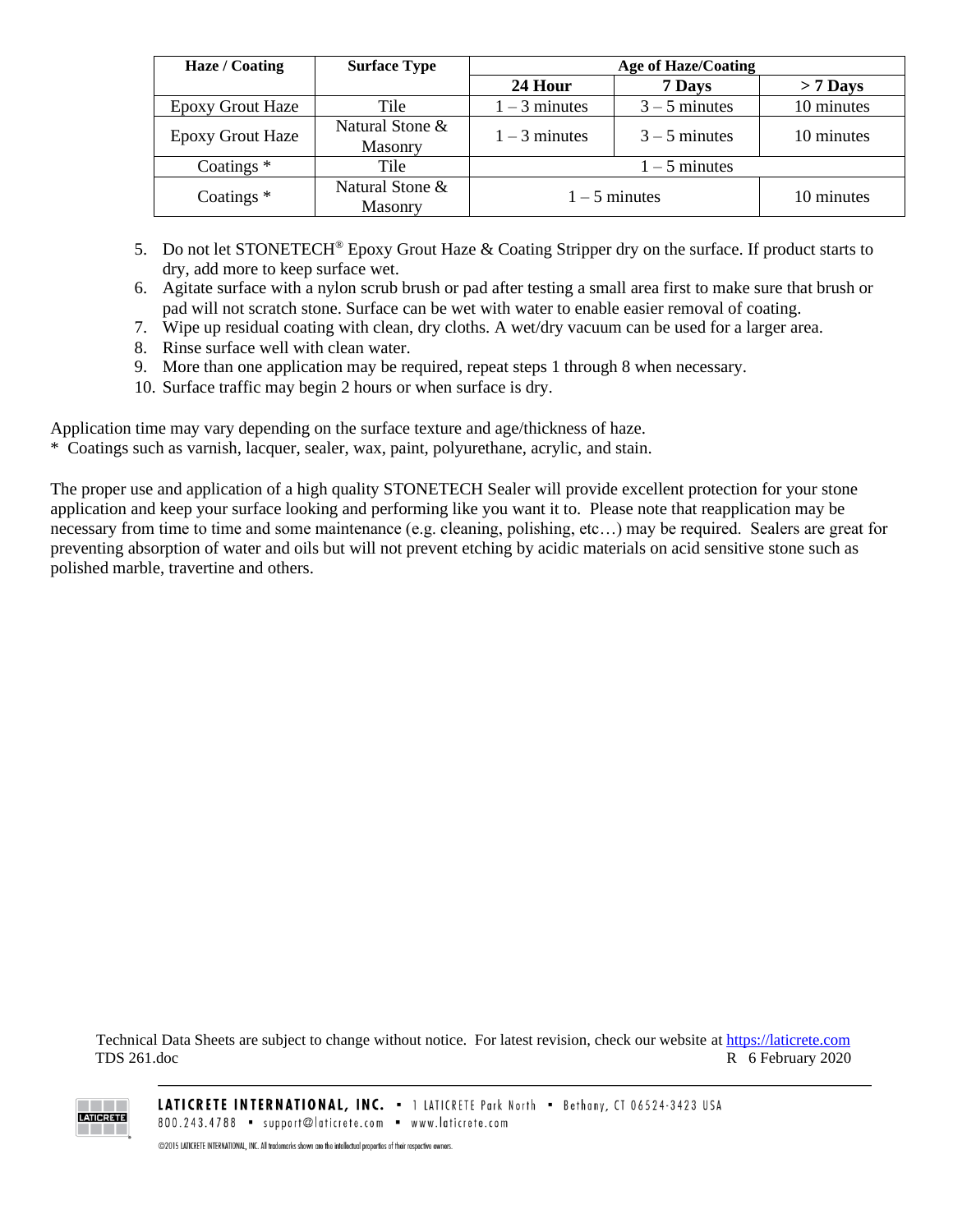| Haze / Coating | Surface Type | Age of Haze/Coating | | |
|---|---|---|---|---|
| | | **24 Hour** | **7 Days** | **> 7 Days** |
| Epoxy Grout Haze | Tile | 1 – 3 minutes | 3 – 5 minutes | 10 minutes |
| Epoxy Grout Haze | Natural Stone & Masonry | 1 – 3 minutes | 3 – 5 minutes | 10 minutes |
| Coatings * | Tile | 1 – 5 minutes | | |
| Coatings * | Natural Stone & Masonry | 1 – 5 minutes | | 10 minutes |

5. Do not let STONETECH® Epoxy Grout Haze & Coating Stripper dry on the surface. If product starts to dry, add more to keep surface wet.
6. Agitate surface with a nylon scrub brush or pad after testing a small area first to make sure that brush or pad will not scratch stone. Surface can be wet with water to enable easier removal of coating.
7. Wipe up residual coating with clean, dry cloths. A wet/dry vacuum can be used for a larger area.
8. Rinse surface well with clean water.
9. More than one application may be required, repeat steps 1 through 8 when necessary.
10. Surface traffic may begin 2 hours or when surface is dry.

Application time may vary depending on the surface texture and age/thickness of haze.
* Coatings such as varnish, lacquer, sealer, wax, paint, polyurethane, acrylic, and stain.

The proper use and application of a high quality STONETECH Sealer will provide excellent protection for your stone application and keep your surface looking and performing like you want it to. Please note that reapplication may be necessary from time to time and some maintenance (e.g. cleaning, polishing, etc…) may be required. Sealers are great for preventing absorption of water and oils but will not prevent etching by acidic materials on acid sensitive stone such as polished marble, travertine and others.

Technical Data Sheets are subject to change without notice. For latest revision, check our website at https://laticrete.com
TDS 261.doc R 6 February 2020

**LATICRETE INTERNATIONAL, INC.** ▪ 1 LATICRETE Park North ▪ Bethany, CT 06524-3423 USA
800.243.4788 ▪ support@laticrete.com ▪ www.laticrete.com

©2015 LATICRETE INTERNATIONAL, INC. All trademarks shown are the intellectual properties of their respective owners.